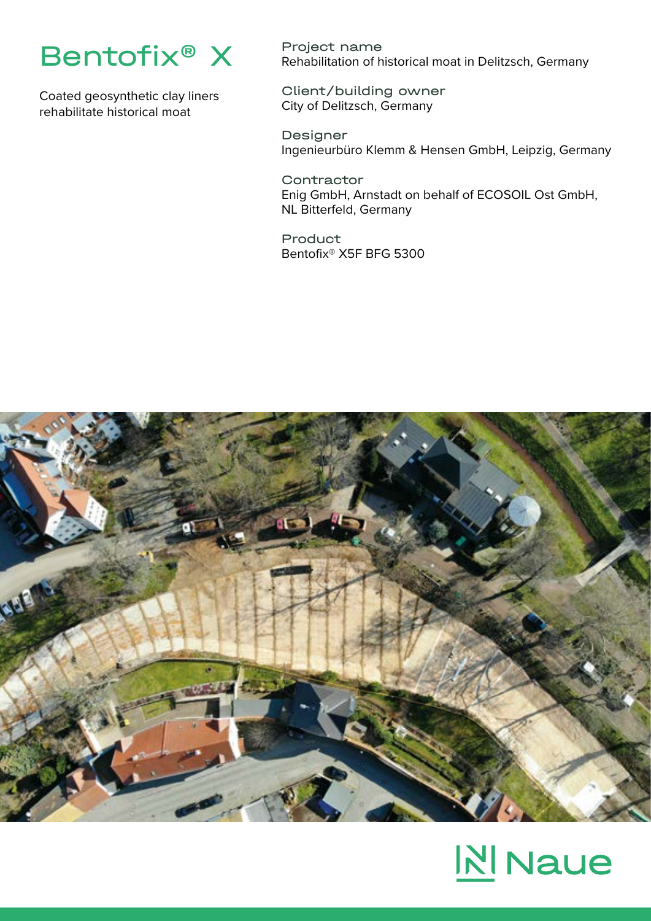# Bentofix® X

Coated geosynthetic clay liners rehabilitate historical moat

**Project name**
Rehabilitation of historical moat in Delitzsch, Germany

**Client/building owner**
City of Delitzsch, Germany

**Designer**
Ingenieurbüro Klemm & Hensen GmbH, Leipzig, Germany

**Contractor**
Enig GmbH, Arnstadt on behalf of ECOSOIL Ost GmbH, NL Bitterfeld, Germany

**Product**
Bentofix® X5F BFG 5300

Naue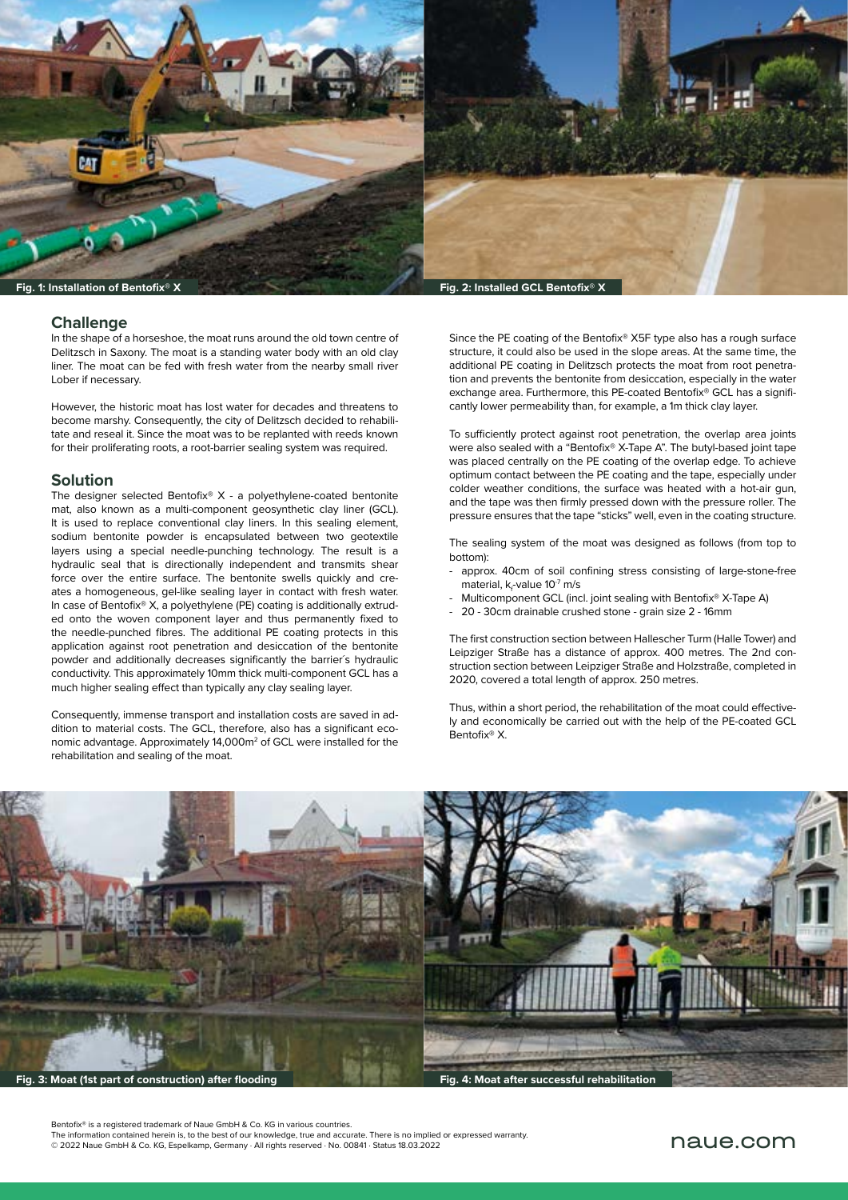Fig. 1: Installation of Bentofix® X

Fig. 2: Installed GCL Bentofix® X

## Challenge

In the shape of a horseshoe, the moat runs around the old town centre of Delitzsch in Saxony. The moat is a standing water body with an old clay liner. The moat can be fed with fresh water from the nearby small river Lober if necessary.

However, the historic moat has lost water for decades and threatens to become marshy. Consequently, the city of Delitzsch decided to rehabilitate and reseal it. Since the moat was to be replanted with reeds known for their proliferating roots, a root-barrier sealing system was required.

## Solution

The designer selected Bentofix® X - a polyethylene-coated bentonite mat, also known as a multi-component geosynthetic clay liner (GCL). It is used to replace conventional clay liners. In this sealing element, sodium bentonite powder is encapsulated between two geotextile layers using a special needle-punching technology. The result is a hydraulic seal that is directionally independent and transmits shear force over the entire surface. The bentonite swells quickly and creates a homogeneous, gel-like sealing layer in contact with fresh water. In case of Bentofix® X, a polyethylene (PE) coating is additionally extruded onto the woven component layer and thus permanently fixed to the needle-punched fibres. The additional PE coating protects in this application against root penetration and desiccation of the bentonite powder and additionally decreases significantly the barrier´s hydraulic conductivity. This approximately 10mm thick multi-component GCL has a much higher sealing effect than typically any clay sealing layer.

Consequently, immense transport and installation costs are saved in addition to material costs. The GCL, therefore, also has a significant economic advantage. Approximately 14,000m² of GCL were installed for the rehabilitation and sealing of the moat.

Since the PE coating of the Bentofix® X5F type also has a rough surface structure, it could also be used in the slope areas. At the same time, the additional PE coating in Delitzsch protects the moat from root penetration and prevents the bentonite from desiccation, especially in the water exchange area. Furthermore, this PE-coated Bentofix® GCL has a significantly lower permeability than, for example, a 1m thick clay layer.

To sufficiently protect against root penetration, the overlap area joints were also sealed with a "Bentofix® X-Tape A". The butyl-based joint tape was placed centrally on the PE coating of the overlap edge. To achieve optimum contact between the PE coating and the tape, especially under colder weather conditions, the surface was heated with a hot-air gun, and the tape was then firmly pressed down with the pressure roller. The pressure ensures that the tape "sticks" well, even in the coating structure.

The sealing system of the moat was designed as follows (from top to bottom):

- approx. 40cm of soil confining stress consisting of large-stone-free material, $k_f$-value $10^{-7}$ m/s
- Multicomponent GCL (incl. joint sealing with Bentofix® X-Tape A)
- 20 - 30cm drainable crushed stone - grain size 2 - 16mm

The first construction section between Hallescher Turm (Halle Tower) and Leipziger Straße has a distance of approx. 400 metres. The 2nd construction section between Leipziger Straße and Holzstraße, completed in 2020, covered a total length of approx. 250 metres.

Thus, within a short period, the rehabilitation of the moat could effectively and economically be carried out with the help of the PE-coated GCL Bentofix® X.

Fig. 3: Moat (1st part of construction) after flooding

Fig. 4: Moat after successful rehabilitation

Bentofix® is a registered trademark of Naue GmbH & Co. KG in various countries.
The information contained herein is, to the best of our knowledge, true and accurate. There is no implied or expressed warranty.
© 2022 Naue GmbH & Co. KG, Espelkamp, Germany · All rights reserved · No. 00841 · Status 18.03.2022

naue.com